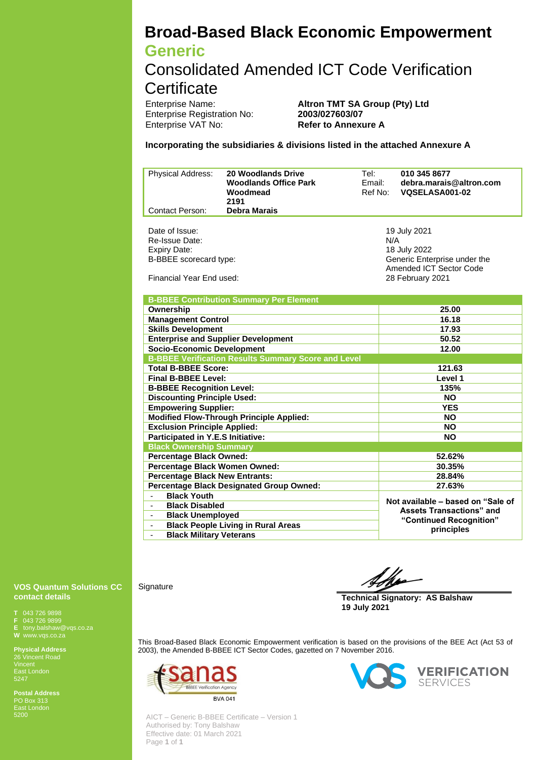# Broad-Based Black Economic Empowerment

## Generic

## Consolidated Amended ICT Code Verification Certificate

Enterprise Name: **Altron TMT SA Group (Pty) Ltd**
Enterprise Registration No: **2003/027603/07**
Enterprise VAT No: **Refer to Annexure A**

**Incorporating the subsidiaries & divisions listed in the attached Annexure A**

| | | | |
|---|---|---|---|
| Physical Address: | **20 Woodlands Drive**<br>**Woodlands Office Park**<br>**Woodmead**<br>**2191** | Tel:<br>Email:<br>Ref No: | **010 345 8677**<br>**debra.marais@altron.com**<br>**VQSELASA001-02** |
| Contact Person: | **Debra Marais** | | |

| | |
|---|---|
| Date of Issue: | 19 July 2021 |
| Re-Issue Date: | N/A |
| Expiry Date: | 18 July 2022 |
| B-BBEE scorecard type: | Generic Enterprise under the Amended ICT Sector Code |
| Financial Year End used: | 28 February 2021 |

| **B-BBEE Contribution Summary Per Element** | |
|---|---|
| **Ownership** | **25.00** |
| **Management Control** | **16.18** |
| **Skills Development** | **17.93** |
| **Enterprise and Supplier Development** | **50.52** |
| **Socio-Economic Development** | **12.00** |
| **B-BBEE Verification Results Summary Score and Level** | |
| **Total B-BBEE Score:** | **121.63** |
| **Final B-BBEE Level:** | **Level 1** |
| **B-BBEE Recognition Level:** | **135%** |
| **Discounting Principle Used:** | **NO** |
| **Empowering Supplier:** | **YES** |
| **Modified Flow-Through Principle Applied:** | **NO** |
| **Exclusion Principle Applied:** | **NO** |
| **Participated in Y.E.S Initiative:** | **NO** |
| **Black Ownership Summary** | |
| **Percentage Black Owned:** | **52.62%** |
| **Percentage Black Women Owned:** | **30.35%** |
| **Percentage Black New Entrants:** | **28.84%** |
| **Percentage Black Designated Group Owned:** | **27.63%** |
| - **Black Youth** | **Not available – based on "Sale of Assets Transactions" and "Continued Recognition" principles** |
| - **Black Disabled** | |
| - **Black Unemployed** | |
| - **Black People Living in Rural Areas** | |
| - **Black Military Veterans** | |

Signature

**Technical Signatory: AS Balshaw**
**19 July 2021**

This Broad-Based Black Economic Empowerment verification is based on the provisions of the BEE Act (Act 53 of 2003), the Amended B-BBEE ICT Sector Codes, gazetted on 7 November 2016.

sanas BBBEE Verification Agency BVA 041

VQS VERIFICATION SERVICES

**VQS Quantum Solutions CC contact details**

**T** 043 726 9898
**F** 043 726 9899
**E** tony.balshaw@vqs.co.za
**W** www.vqs.co.za

**Physical Address**
26 Vincent Road
Vincent
East London
5247

**Postal Address**
PO Box 313
East London
5200

AICT – Generic B-BBEE Certificate – Version 1
Authorised by: Tony Balshaw
Effective date: 01 March 2021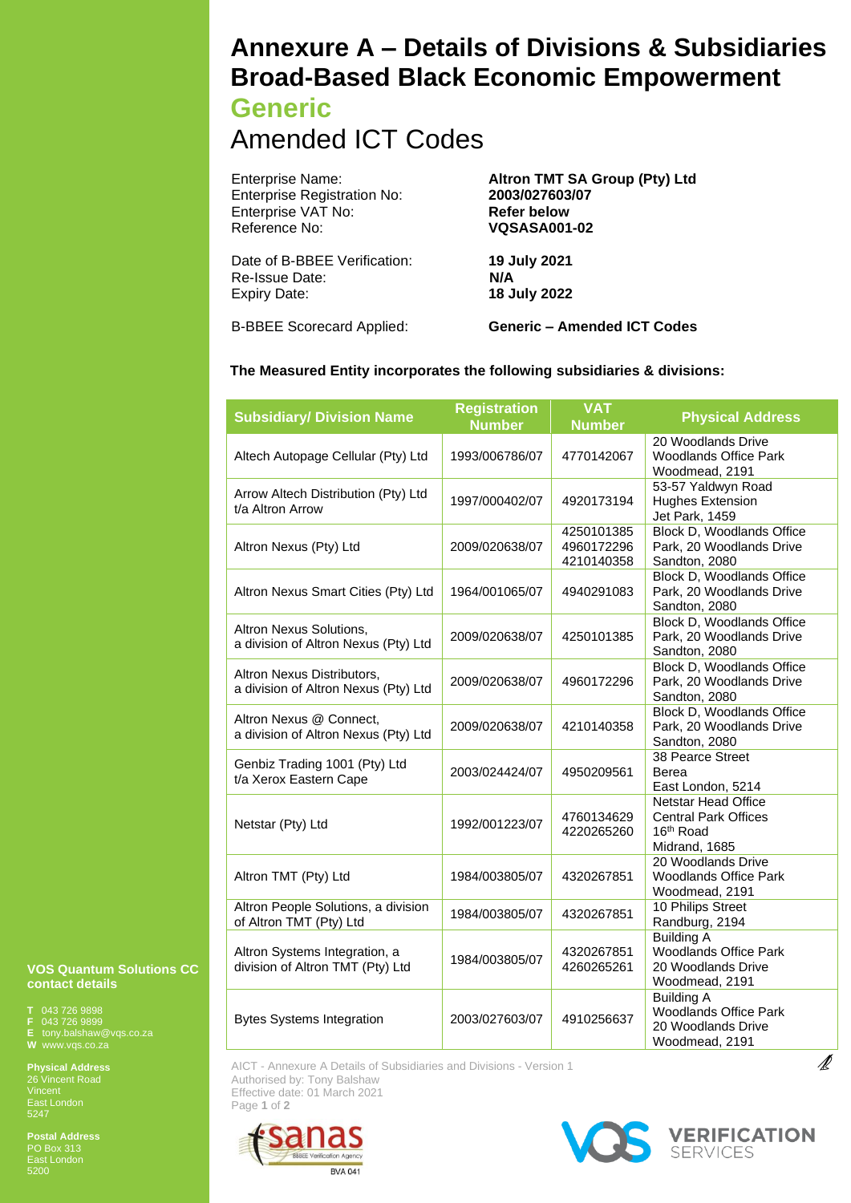# Annexure A – Details of Divisions & Subsidiaries Broad-Based Black Economic Empowerment

## Generic

## Amended ICT Codes

| | |
|---|---|
| Enterprise Name: | **Altron TMT SA Group (Pty) Ltd** |
| Enterprise Registration No: | **2003/027603/07** |
| Enterprise VAT No: | **Refer below** |
| Reference No: | **VQSASA001-02** |
| Date of B-BBEE Verification: | **19 July 2021** |
| Re-Issue Date: | **N/A** |
| Expiry Date: | **18 July 2022** |
| B-BBEE Scorecard Applied: | **Generic – Amended ICT Codes** |

**The Measured Entity incorporates the following subsidiaries & divisions:**

| Subsidiary/ Division Name | Registration Number | VAT Number | Physical Address |
|---|---|---|---|
| Altech Autopage Cellular (Pty) Ltd | 1993/006786/07 | 4770142067 | 20 Woodlands Drive Woodlands Office Park Woodmead, 2191 |
| Arrow Altech Distribution (Pty) Ltd t/a Altron Arrow | 1997/000402/07 | 4920173194 | 53-57 Yaldwyn Road Hughes Extension Jet Park, 1459 |
| Altron Nexus (Pty) Ltd | 2009/020638/07 | 4250101385 4960172296 4210140358 | Block D, Woodlands Office Park, 20 Woodlands Drive Sandton, 2080 |
| Altron Nexus Smart Cities (Pty) Ltd | 1964/001065/07 | 4940291083 | Block D, Woodlands Office Park, 20 Woodlands Drive Sandton, 2080 |
| Altron Nexus Solutions, a division of Altron Nexus (Pty) Ltd | 2009/020638/07 | 4250101385 | Block D, Woodlands Office Park, 20 Woodlands Drive Sandton, 2080 |
| Altron Nexus Distributors, a division of Altron Nexus (Pty) Ltd | 2009/020638/07 | 4960172296 | Block D, Woodlands Office Park, 20 Woodlands Drive Sandton, 2080 |
| Altron Nexus @ Connect, a division of Altron Nexus (Pty) Ltd | 2009/020638/07 | 4210140358 | Block D, Woodlands Office Park, 20 Woodlands Drive Sandton, 2080 |
| Genbiz Trading 1001 (Pty) Ltd t/a Xerox Eastern Cape | 2003/024424/07 | 4950209561 | 38 Pearce Street Berea East London, 5214 |
| Netstar (Pty) Ltd | 1992/001223/07 | 4760134629 4220265260 | Netstar Head Office Central Park Offices 16th Road Midrand, 1685 |
| Altron TMT (Pty) Ltd | 1984/003805/07 | 4320267851 | 20 Woodlands Drive Woodlands Office Park Woodmead, 2191 |
| Altron People Solutions, a division of Altron TMT (Pty) Ltd | 1984/003805/07 | 4320267851 | 10 Philips Street Randburg, 2194 |
| Altron Systems Integration, a division of Altron TMT (Pty) Ltd | 1984/003805/07 | 4320267851 4260265261 | Building A Woodlands Office Park 20 Woodlands Drive Woodmead, 2191 |
| Bytes Systems Integration | 2003/027603/07 | 4910256637 | Building A Woodlands Office Park 20 Woodlands Drive Woodmead, 2191 |

**VOS Quantum Solutions CC contact details**

T 043 726 9898
F 043 726 9899
E tony.balshaw@vqs.co.za
W www.vqs.co.za

**Physical Address**
26 Vincent Road
Vincent
East London
5247

**Postal Address**
PO Box 313
East London
5200

AICT - Annexure A Details of Subsidiaries and Divisions - Version 1
Authorised by: Tony Balshaw
Effective date: 01 March 2021

sanas BBBEE Verification Agency BVA 041

VQS VERIFICATION SERVICES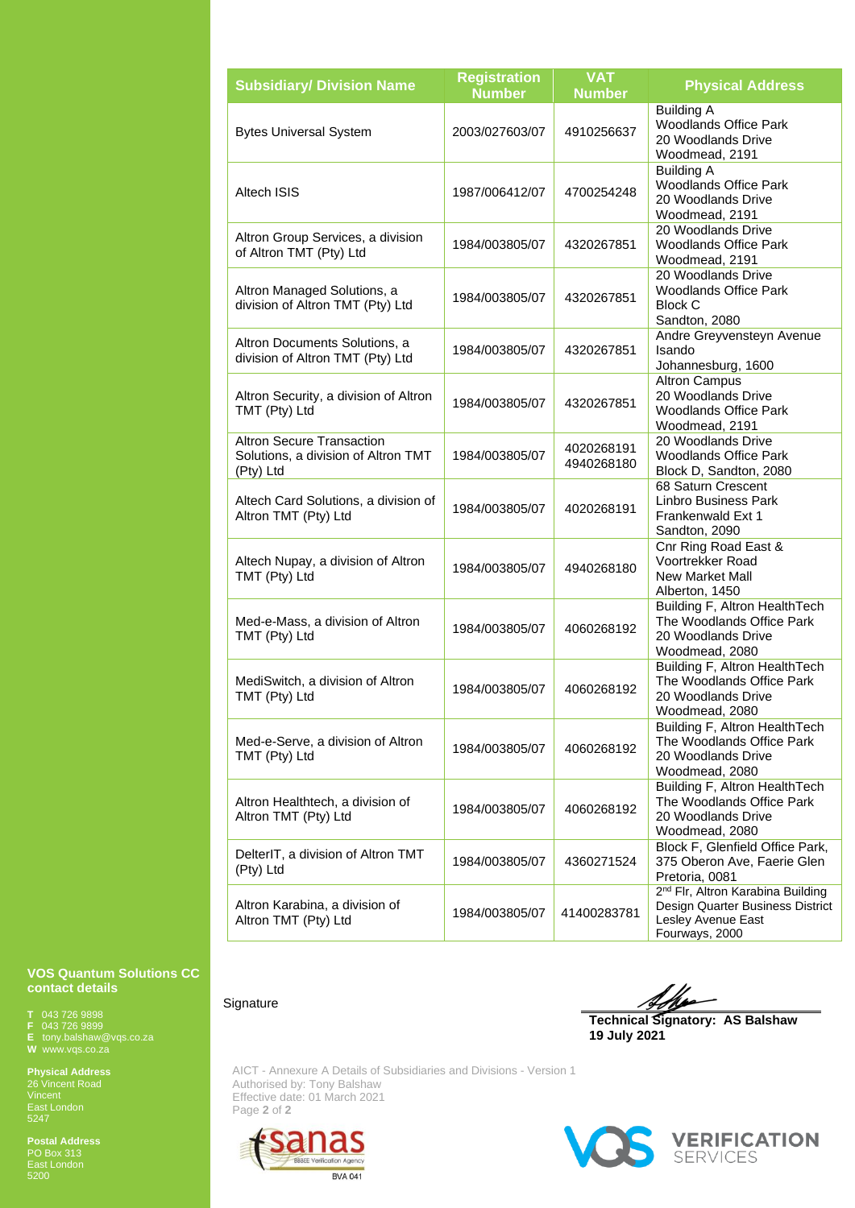| Subsidiary/ Division Name | Registration Number | VAT Number | Physical Address |
|---|---|---|---|
| Bytes Universal System | 2003/027603/07 | 4910256637 | Building A<br>Woodlands Office Park<br>20 Woodlands Drive<br>Woodmead, 2191 |
| Altech ISIS | 1987/006412/07 | 4700254248 | Building A<br>Woodlands Office Park<br>20 Woodlands Drive<br>Woodmead, 2191 |
| Altron Group Services, a division of Altron TMT (Pty) Ltd | 1984/003805/07 | 4320267851 | 20 Woodlands Drive<br>Woodlands Office Park<br>Woodmead, 2191 |
| Altron Managed Solutions, a division of Altron TMT (Pty) Ltd | 1984/003805/07 | 4320267851 | 20 Woodlands Drive<br>Woodlands Office Park<br>Block C<br>Sandton, 2080 |
| Altron Documents Solutions, a division of Altron TMT (Pty) Ltd | 1984/003805/07 | 4320267851 | Andre Greyvensteyn Avenue<br>Isando<br>Johannesburg, 1600 |
| Altron Security, a division of Altron TMT (Pty) Ltd | 1984/003805/07 | 4320267851 | Altron Campus<br>20 Woodlands Drive<br>Woodlands Office Park<br>Woodmead, 2191 |
| Altron Secure Transaction Solutions, a division of Altron TMT (Pty) Ltd | 1984/003805/07 | 4020268191<br>4940268180 | 20 Woodlands Drive<br>Woodlands Office Park<br>Block D, Sandton, 2080 |
| Altech Card Solutions, a division of Altron TMT (Pty) Ltd | 1984/003805/07 | 4020268191 | 68 Saturn Crescent<br>Linbro Business Park<br>Frankenwald Ext 1<br>Sandton, 2090 |
| Altech Nupay, a division of Altron TMT (Pty) Ltd | 1984/003805/07 | 4940268180 | Cnr Ring Road East &<br>Voortrekker Road<br>New Market Mall<br>Alberton, 1450 |
| Med-e-Mass, a division of Altron TMT (Pty) Ltd | 1984/003805/07 | 4060268192 | Building F, Altron HealthTech<br>The Woodlands Office Park<br>20 Woodlands Drive<br>Woodmead, 2080 |
| MediSwitch, a division of Altron TMT (Pty) Ltd | 1984/003805/07 | 4060268192 | Building F, Altron HealthTech<br>The Woodlands Office Park<br>20 Woodlands Drive<br>Woodmead, 2080 |
| Med-e-Serve, a division of Altron TMT (Pty) Ltd | 1984/003805/07 | 4060268192 | Building F, Altron HealthTech<br>The Woodlands Office Park<br>20 Woodlands Drive<br>Woodmead, 2080 |
| Altron Healthtech, a division of Altron TMT (Pty) Ltd | 1984/003805/07 | 4060268192 | Building F, Altron HealthTech<br>The Woodlands Office Park<br>20 Woodlands Drive<br>Woodmead, 2080 |
| DelterIT, a division of Altron TMT (Pty) Ltd | 1984/003805/07 | 4360271524 | Block F, Glenfield Office Park,<br>375 Oberon Ave, Faerie Glen<br>Pretoria, 0081 |
| Altron Karabina, a division of Altron TMT (Pty) Ltd | 1984/003805/07 | 41400283781 | 2nd Flr, Altron Karabina Building<br>Design Quarter Business District<br>Lesley Avenue East<br>Fourways, 2000 |

Signature

**Technical Signatory: AS Balshaw**
**19 July 2021**

**VOS Quantum Solutions CC contact details**

**T** 043 726 9898
**F** 043 726 9899
**E** tony.balshaw@vqs.co.za
**W** www.vqs.co.za

**Physical Address**
26 Vincent Road
Vincent
East London
5247

**Postal Address**
PO Box 313
East London
5200

AICT - Annexure A Details of Subsidiaries and Divisions - Version 1
Authorised by: Tony Balshaw
Effective date: 01 March 2021

sanas B-BBEE Verification Agency BVA 041

VQS VERIFICATION SERVICES